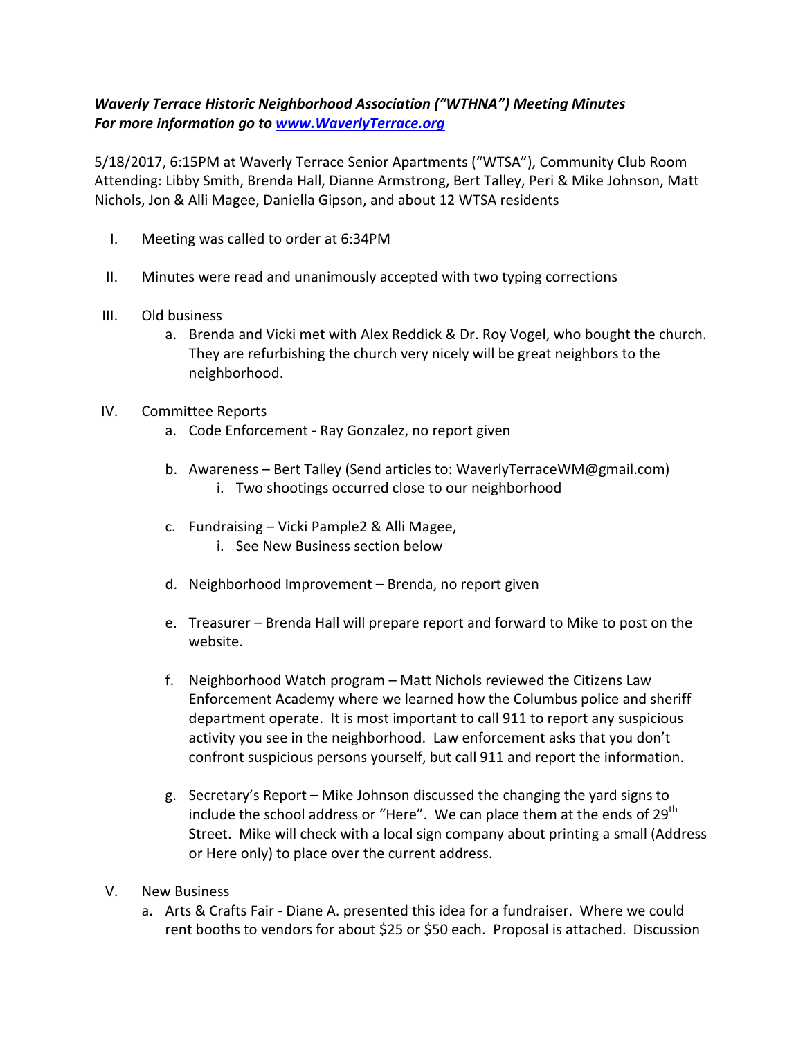***Waverly Terrace Historic Neighborhood Association ("WTHNA") Meeting Minutes***
***For more information go to [www.WaverlyTerrace.org](http://www.WaverlyTerrace.org)***

5/18/2017, 6:15PM at Waverly Terrace Senior Apartments ("WTSA"), Community Club Room
Attending: Libby Smith, Brenda Hall, Dianne Armstrong, Bert Talley, Peri & Mike Johnson, Matt Nichols, Jon & Alli Magee, Daniella Gipson, and about 12 WTSA residents

I. Meeting was called to order at 6:34PM

II. Minutes were read and unanimously accepted with two typing corrections

III. Old business
   a. Brenda and Vicki met with Alex Reddick & Dr. Roy Vogel, who bought the church. They are refurbishing the church very nicely will be great neighbors to the neighborhood.

IV. Committee Reports
   a. Code Enforcement - Ray Gonzalez, no report given

   b. Awareness – Bert Talley (Send articles to: WaverlyTerraceWM@gmail.com)
      i. Two shootings occurred close to our neighborhood

   c. Fundraising – Vicki Pample2 & Alli Magee,
      i. See New Business section below

   d. Neighborhood Improvement – Brenda, no report given

   e. Treasurer – Brenda Hall will prepare report and forward to Mike to post on the website.

   f. Neighborhood Watch program – Matt Nichols reviewed the Citizens Law Enforcement Academy where we learned how the Columbus police and sheriff department operate. It is most important to call 911 to report any suspicious activity you see in the neighborhood. Law enforcement asks that you don't confront suspicious persons yourself, but call 911 and report the information.

   g. Secretary's Report – Mike Johnson discussed the changing the yard signs to include the school address or "Here". We can place them at the ends of 29th Street. Mike will check with a local sign company about printing a small (Address or Here only) to place over the current address.

V. New Business
   a. Arts & Crafts Fair - Diane A. presented this idea for a fundraiser. Where we could rent booths to vendors for about $25 or $50 each. Proposal is attached. Discussion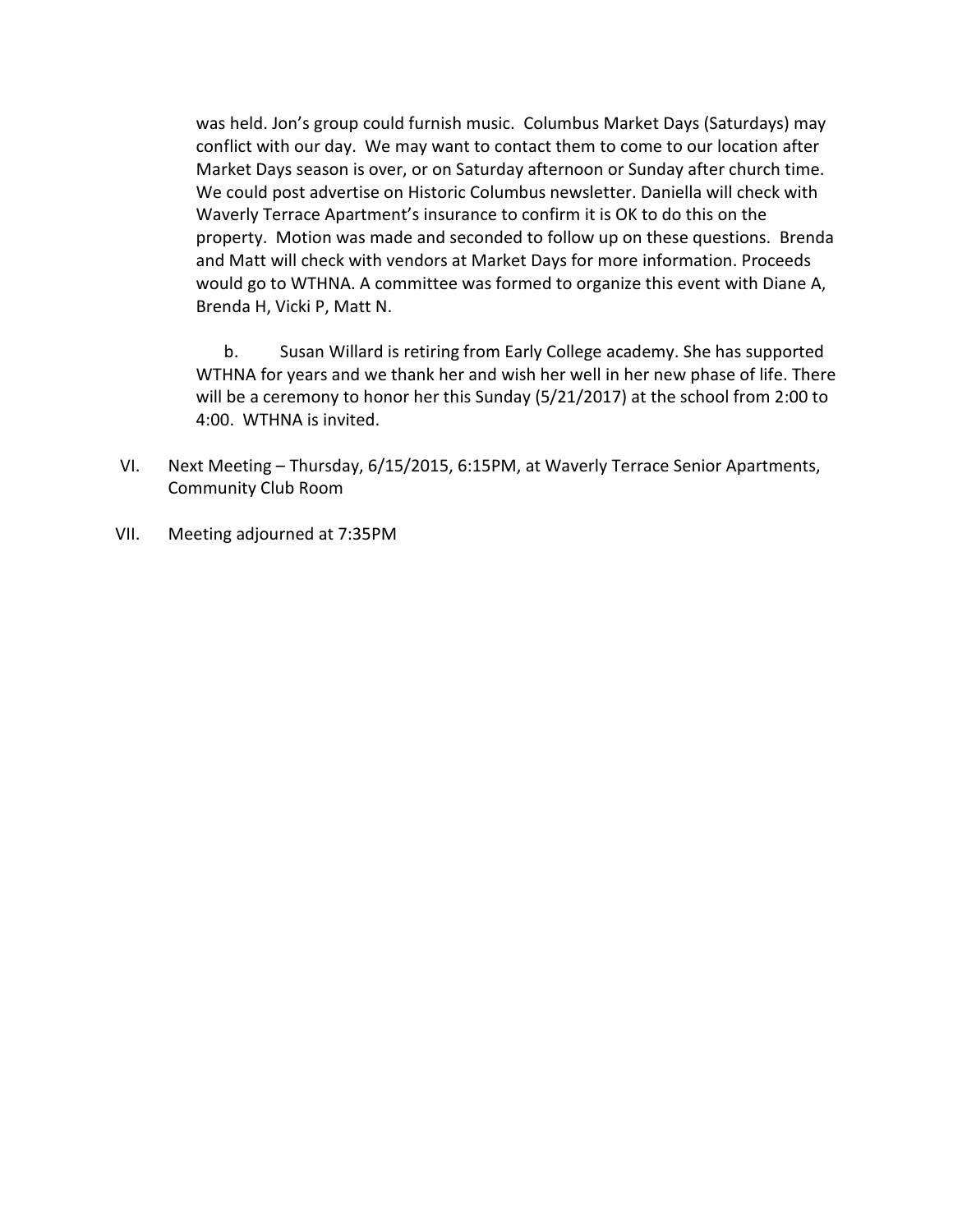was held. Jon's group could furnish music. Columbus Market Days (Saturdays) may conflict with our day. We may want to contact them to come to our location after Market Days season is over, or on Saturday afternoon or Sunday after church time. We could post advertise on Historic Columbus newsletter. Daniella will check with Waverly Terrace Apartment's insurance to confirm it is OK to do this on the property. Motion was made and seconded to follow up on these questions. Brenda and Matt will check with vendors at Market Days for more information. Proceeds would go to WTHNA. A committee was formed to organize this event with Diane A, Brenda H, Vicki P, Matt N.

b. Susan Willard is retiring from Early College academy. She has supported WTHNA for years and we thank her and wish her well in her new phase of life. There will be a ceremony to honor her this Sunday (5/21/2017) at the school from 2:00 to 4:00. WTHNA is invited.

VI. Next Meeting – Thursday, 6/15/2015, 6:15PM, at Waverly Terrace Senior Apartments, Community Club Room

VII. Meeting adjourned at 7:35PM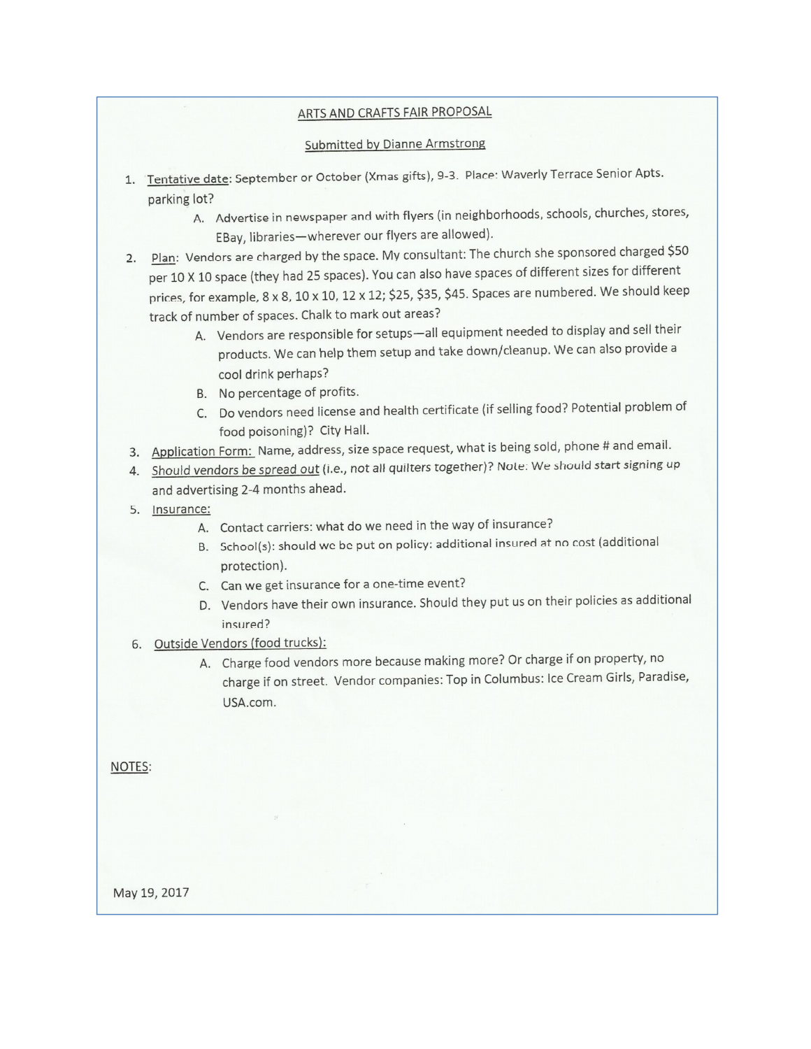# ARTS AND CRAFTS FAIR PROPOSAL

## Submitted by Dianne Armstrong

1. Tentative date: September or October (Xmas gifts), 9-3. Place: Waverly Terrace Senior Apts. parking lot?
   - A. Advertise in newspaper and with flyers (in neighborhoods, schools, churches, stores, EBay, libraries—wherever our flyers are allowed).
2. Plan: Vendors are charged by the space. My consultant: The church she sponsored charged $50 per 10 X 10 space (they had 25 spaces). You can also have spaces of different sizes for different prices, for example, 8 x 8, 10 x 10, 12 x 12; $25, $35, $45. Spaces are numbered. We should keep track of number of spaces. Chalk to mark out areas?
   - A. Vendors are responsible for setups—all equipment needed to display and sell their products. We can help them setup and take down/cleanup. We can also provide a cool drink perhaps?
   - B. No percentage of profits.
   - C. Do vendors need license and health certificate (if selling food? Potential problem of food poisoning)? City Hall.
3. Application Form: Name, address, size space request, what is being sold, phone # and email.
4. Should vendors be spread out (i.e., not all quilters together)? Note: We should start signing up and advertising 2-4 months ahead.
5. Insurance:
   - A. Contact carriers: what do we need in the way of insurance?
   - B. School(s): should we be put on policy: additional insured at no cost (additional protection).
   - C. Can we get insurance for a one-time event?
   - D. Vendors have their own insurance. Should they put us on their policies as additional insured?
6. Outside Vendors (food trucks):
   - A. Charge food vendors more because making more? Or charge if on property, no charge if on street. Vendor companies: Top in Columbus: Ice Cream Girls, Paradise, USA.com.

NOTES:

May 19, 2017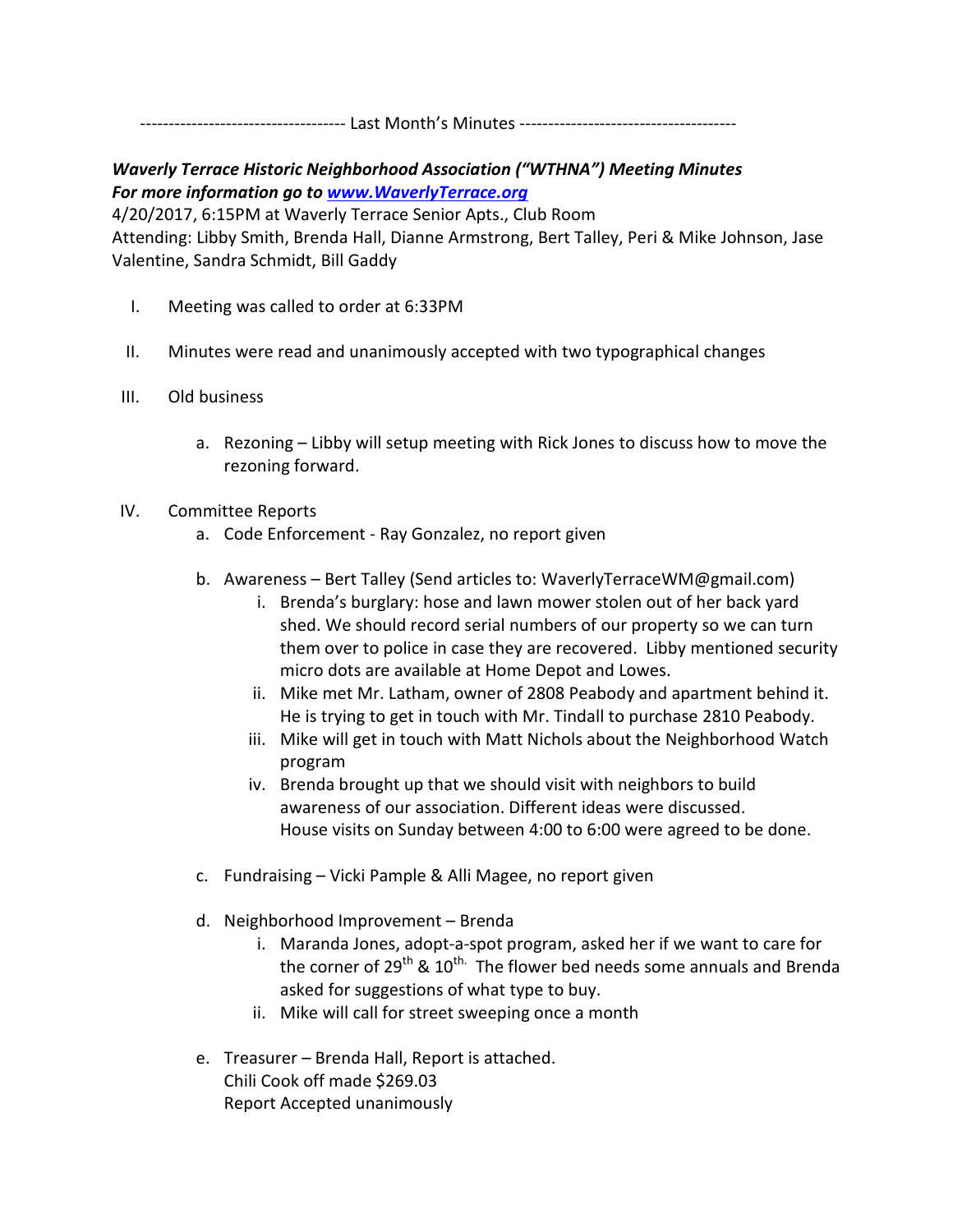----------------------------------- Last Month's Minutes -------------------------------------

***Waverly Terrace Historic Neighborhood Association ("WTHNA") Meeting Minutes***
***For more information go to [www.WaverlyTerrace.org](http://www.WaverlyTerrace.org)***

4/20/2017, 6:15PM at Waverly Terrace Senior Apts., Club Room
Attending: Libby Smith, Brenda Hall, Dianne Armstrong, Bert Talley, Peri & Mike Johnson, Jase Valentine, Sandra Schmidt, Bill Gaddy

I. Meeting was called to order at 6:33PM

II. Minutes were read and unanimously accepted with two typographical changes

III. Old business

   a. Rezoning – Libby will setup meeting with Rick Jones to discuss how to move the rezoning forward.

IV. Committee Reports

   a. Code Enforcement - Ray Gonzalez, no report given

   b. Awareness – Bert Talley (Send articles to: WaverlyTerraceWM@gmail.com)
      i. Brenda's burglary: hose and lawn mower stolen out of her back yard shed. We should record serial numbers of our property so we can turn them over to police in case they are recovered. Libby mentioned security micro dots are available at Home Depot and Lowes.
      ii. Mike met Mr. Latham, owner of 2808 Peabody and apartment behind it. He is trying to get in touch with Mr. Tindall to purchase 2810 Peabody.
      iii. Mike will get in touch with Matt Nichols about the Neighborhood Watch program
      iv. Brenda brought up that we should visit with neighbors to build awareness of our association. Different ideas were discussed. House visits on Sunday between 4:00 to 6:00 were agreed to be done.

   c. Fundraising – Vicki Pample & Alli Magee, no report given

   d. Neighborhood Improvement – Brenda
      i. Maranda Jones, adopt-a-spot program, asked her if we want to care for the corner of 29th & 10th. The flower bed needs some annuals and Brenda asked for suggestions of what type to buy.
      ii. Mike will call for street sweeping once a month

   e. Treasurer – Brenda Hall, Report is attached.
   Chili Cook off made $269.03
   Report Accepted unanimously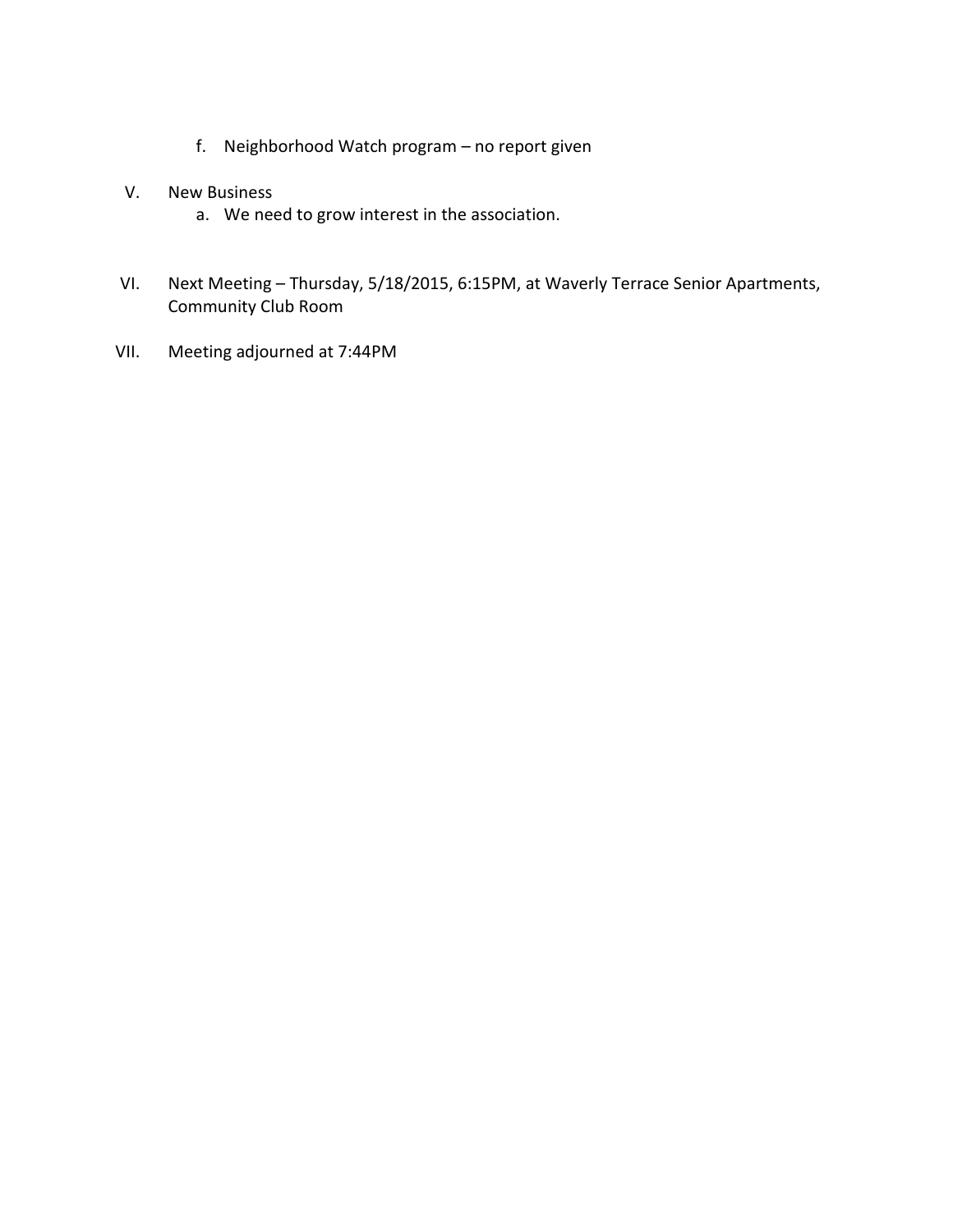f. Neighborhood Watch program – no report given

V. New Business

a. We need to grow interest in the association.

VI. Next Meeting – Thursday, 5/18/2015, 6:15PM, at Waverly Terrace Senior Apartments, Community Club Room

VII. Meeting adjourned at 7:44PM